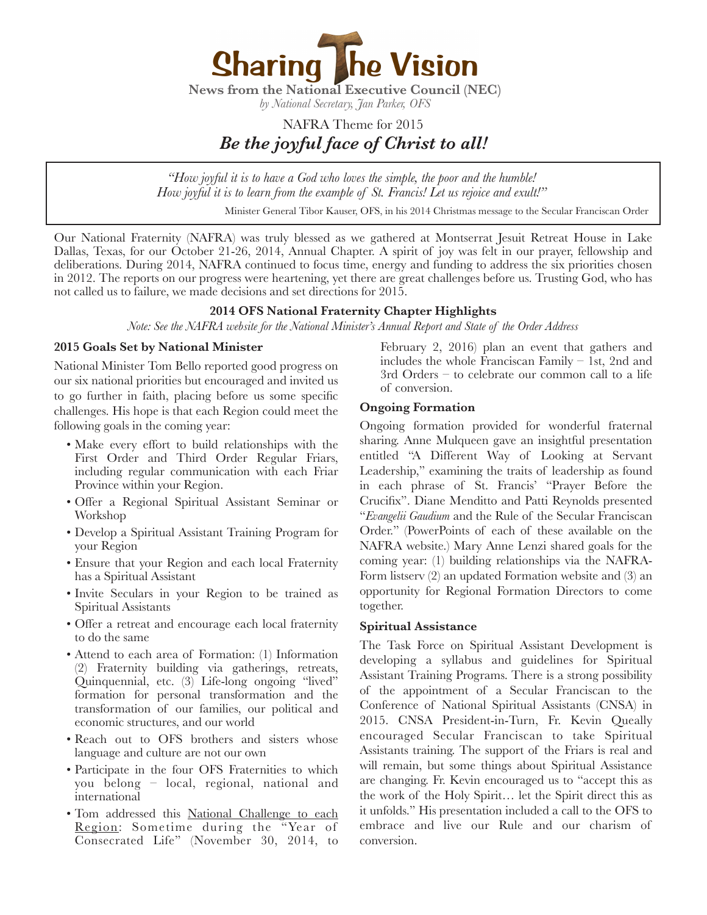# Sharing The Vision

**News from the National Executive Council (NEC)**
*by National Secretary, Jan Parker, OFS*

NAFRA Theme for 2015

## *Be the joyful face of Christ to all!*

> *"How joyful it is to have a God who loves the simple, the poor and the humble! How joyful it is to learn from the example of St. Francis! Let us rejoice and exult!"*
>
> Minister General Tibor Kauser, OFS, in his 2014 Christmas message to the Secular Franciscan Order

Our National Fraternity (NAFRA) was truly blessed as we gathered at Montserrat Jesuit Retreat House in Lake Dallas, Texas, for our October 21-26, 2014, Annual Chapter. A spirit of joy was felt in our prayer, fellowship and deliberations. During 2014, NAFRA continued to focus time, energy and funding to address the six priorities chosen in 2012. The reports on our progress were heartening, yet there are great challenges before us. Trusting God, who has not called us to failure, we made decisions and set directions for 2015.

### 2014 OFS National Fraternity Chapter Highlights

*Note: See the NAFRA website for the National Minister's Annual Report and State of the Order Address*

#### 2015 Goals Set by National Minister

National Minister Tom Bello reported good progress on our six national priorities but encouraged and invited us to go further in faith, placing before us some specific challenges. His hope is that each Region could meet the following goals in the coming year:

- Make every effort to build relationships with the First Order and Third Order Regular Friars, including regular communication with each Friar Province within your Region.
- Offer a Regional Spiritual Assistant Seminar or Workshop
- Develop a Spiritual Assistant Training Program for your Region
- Ensure that your Region and each local Fraternity has a Spiritual Assistant
- Invite Seculars in your Region to be trained as Spiritual Assistants
- Offer a retreat and encourage each local fraternity to do the same
- Attend to each area of Formation: (1) Information (2) Fraternity building via gatherings, retreats, Quinquennial, etc. (3) Life-long ongoing "lived" formation for personal transformation and the transformation of our families, our political and economic structures, and our world
- Reach out to OFS brothers and sisters whose language and culture are not our own
- Participate in the four OFS Fraternities to which you belong – local, regional, national and international
- Tom addressed this National Challenge to each Region: Sometime during the "Year of Consecrated Life" (November 30, 2014, to February 2, 2016) plan an event that gathers and includes the whole Franciscan Family – 1st, 2nd and 3rd Orders – to celebrate our common call to a life of conversion.

#### Ongoing Formation

Ongoing formation provided for wonderful fraternal sharing. Anne Mulqueen gave an insightful presentation entitled "A Different Way of Looking at Servant Leadership," examining the traits of leadership as found in each phrase of St. Francis' "Prayer Before the Crucifix". Diane Menditto and Patti Reynolds presented "*Evangelii Gaudium* and the Rule of the Secular Franciscan Order." (PowerPoints of each of these available on the NAFRA website.) Mary Anne Lenzi shared goals for the coming year: (1) building relationships via the NAFRA-Form listserv (2) an updated Formation website and (3) an opportunity for Regional Formation Directors to come together.

#### Spiritual Assistance

The Task Force on Spiritual Assistant Development is developing a syllabus and guidelines for Spiritual Assistant Training Programs. There is a strong possibility of the appointment of a Secular Franciscan to the Conference of National Spiritual Assistants (CNSA) in 2015. CNSA President-in-Turn, Fr. Kevin Queally encouraged Secular Franciscan to take Spiritual Assistants training. The support of the Friars is real and will remain, but some things about Spiritual Assistance are changing. Fr. Kevin encouraged us to "accept this as the work of the Holy Spirit… let the Spirit direct this as it unfolds." His presentation included a call to the OFS to embrace and live our Rule and our charism of conversion.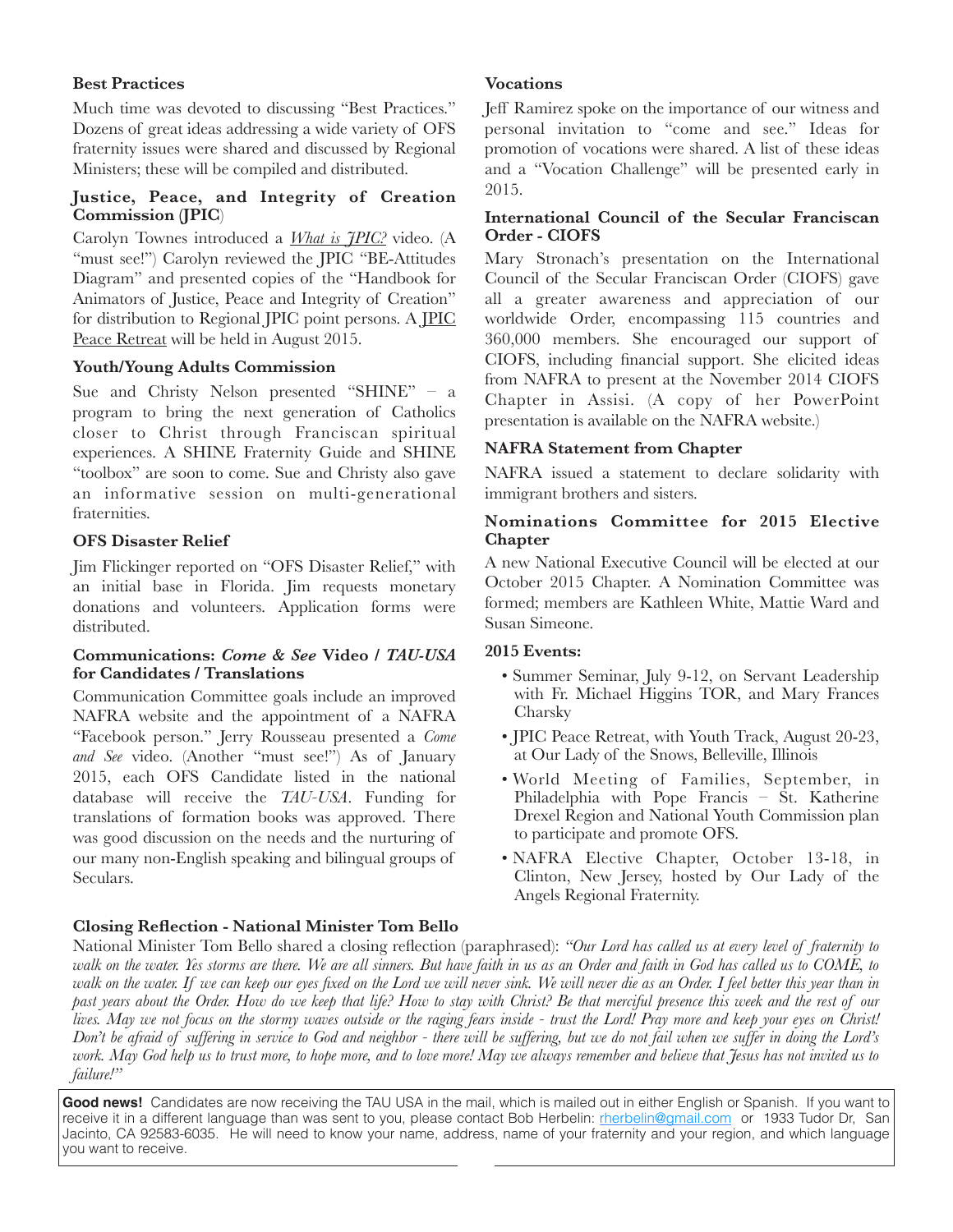### Best Practices

Much time was devoted to discussing "Best Practices." Dozens of great ideas addressing a wide variety of OFS fraternity issues were shared and discussed by Regional Ministers; these will be compiled and distributed.

### Justice, Peace, and Integrity of Creation Commission (JPIC)

Carolyn Townes introduced a *What is JPIC?* video. (A "must see!") Carolyn reviewed the JPIC "BE-Attitudes Diagram" and presented copies of the "Handbook for Animators of Justice, Peace and Integrity of Creation" for distribution to Regional JPIC point persons. A JPIC Peace Retreat will be held in August 2015.

### Youth/Young Adults Commission

Sue and Christy Nelson presented "SHINE" – a program to bring the next generation of Catholics closer to Christ through Franciscan spiritual experiences. A SHINE Fraternity Guide and SHINE "toolbox" are soon to come. Sue and Christy also gave an informative session on multi-generational fraternities.

### OFS Disaster Relief

Jim Flickinger reported on "OFS Disaster Relief," with an initial base in Florida. Jim requests monetary donations and volunteers. Application forms were distributed.

### Communications: *Come & See* Video / *TAU-USA* for Candidates / Translations

Communication Committee goals include an improved NAFRA website and the appointment of a NAFRA "Facebook person." Jerry Rousseau presented a *Come and See* video. (Another "must see!") As of January 2015, each OFS Candidate listed in the national database will receive the *TAU-USA*. Funding for translations of formation books was approved. There was good discussion on the needs and the nurturing of our many non-English speaking and bilingual groups of Seculars.

### Vocations

Jeff Ramirez spoke on the importance of our witness and personal invitation to "come and see." Ideas for promotion of vocations were shared. A list of these ideas and a "Vocation Challenge" will be presented early in 2015.

### International Council of the Secular Franciscan Order - CIOFS

Mary Stronach's presentation on the International Council of the Secular Franciscan Order (CIOFS) gave all a greater awareness and appreciation of our worldwide Order, encompassing 115 countries and 360,000 members. She encouraged our support of CIOFS, including financial support. She elicited ideas from NAFRA to present at the November 2014 CIOFS Chapter in Assisi. (A copy of her PowerPoint presentation is available on the NAFRA website.)

### NAFRA Statement from Chapter

NAFRA issued a statement to declare solidarity with immigrant brothers and sisters.

### Nominations Committee for 2015 Elective Chapter

A new National Executive Council will be elected at our October 2015 Chapter. A Nomination Committee was formed; members are Kathleen White, Mattie Ward and Susan Simeone.

### 2015 Events:

- Summer Seminar, July 9-12, on Servant Leadership with Fr. Michael Higgins TOR, and Mary Frances Charsky
- JPIC Peace Retreat, with Youth Track, August 20-23, at Our Lady of the Snows, Belleville, Illinois
- World Meeting of Families, September, in Philadelphia with Pope Francis – St. Katherine Drexel Region and National Youth Commission plan to participate and promote OFS.
- NAFRA Elective Chapter, October 13-18, in Clinton, New Jersey, hosted by Our Lady of the Angels Regional Fraternity.

### Closing Reflection - National Minister Tom Bello

National Minister Tom Bello shared a closing reflection (paraphrased): *"Our Lord has called us at every level of fraternity to walk on the water. Yes storms are there. We are all sinners. But have faith in us as an Order and faith in God has called us to COME, to walk on the water. If we can keep our eyes fixed on the Lord we will never sink. We will never die as an Order. I feel better this year than in past years about the Order. How do we keep that life? How to stay with Christ? Be that merciful presence this week and the rest of our lives. May we not focus on the stormy waves outside or the raging fears inside - trust the Lord! Pray more and keep your eyes on Christ! Don't be afraid of suffering in service to God and neighbor - there will be suffering, but we do not fail when we suffer in doing the Lord's work. May God help us to trust more, to hope more, and to love more! May we always remember and believe that Jesus has not invited us to failure!"*

**Good news!** Candidates are now receiving the TAU USA in the mail, which is mailed out in either English or Spanish. If you want to receive it in a different language than was sent to you, please contact Bob Herbelin: rherbelin@gmail.com or 1933 Tudor Dr, San Jacinto, CA 92583-6035. He will need to know your name, address, name of your fraternity and your region, and which language you want to receive.